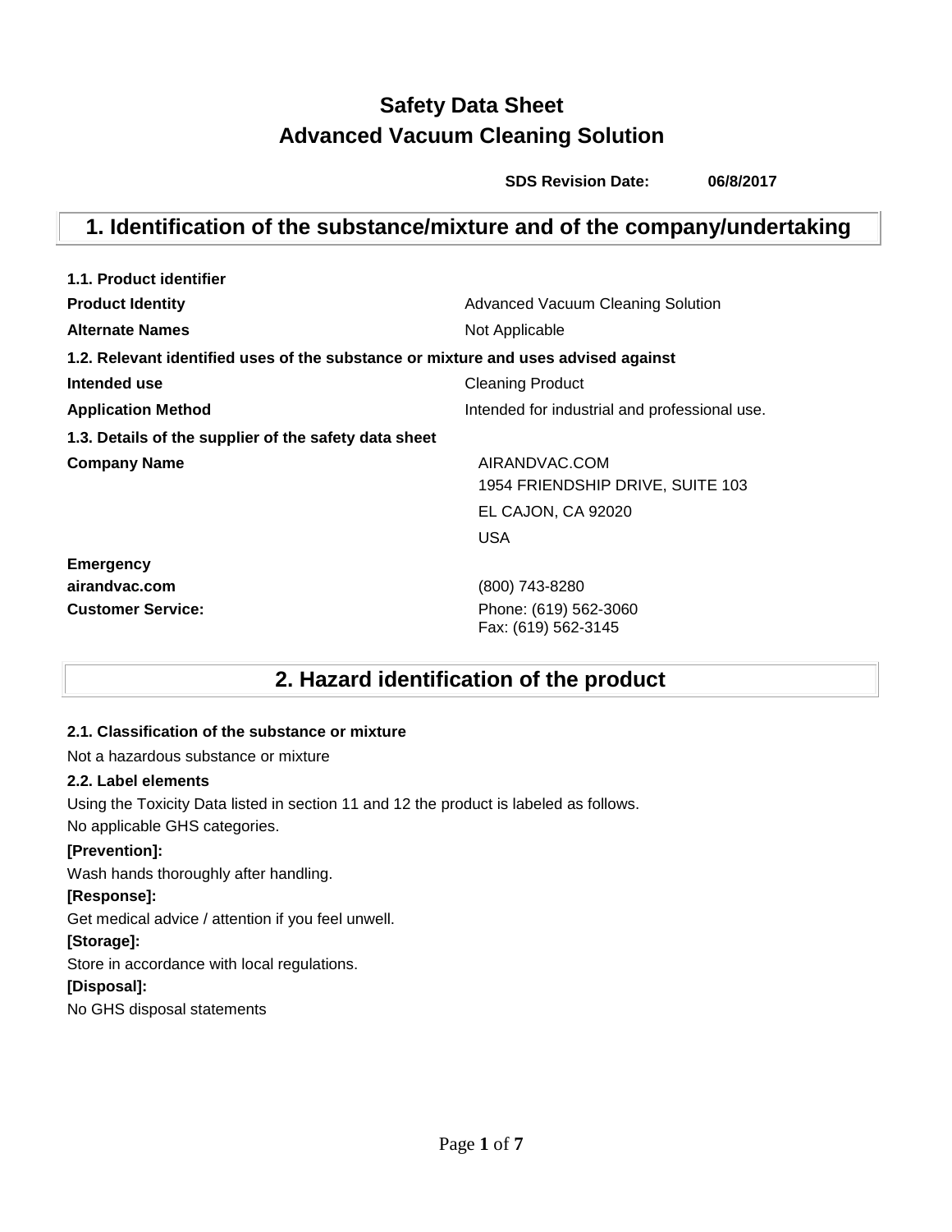# Safety Data Sheet
# Advanced Vacuum Cleaning Solution

**SDS Revision Date: 06/8/2017**

## 1. Identification of the substance/mixture and of the company/undertaking

**1.1. Product identifier**

| | |
|---|---|
| **Product Identity** | Advanced Vacuum Cleaning Solution |
| **Alternate Names** | Not Applicable |

**1.2. Relevant identified uses of the substance or mixture and uses advised against**

| | |
|---|---|
| **Intended use** | Cleaning Product |
| **Application Method** | Intended for industrial and professional use. |

**1.3. Details of the supplier of the safety data sheet**

| | |
|---|---|
| **Company Name** | AIRANDVAC.COM<br>1954 FRIENDSHIP DRIVE, SUITE 103<br>EL CAJON, CA 92020<br>USA |
| **Emergency**<br>**airandvac.com** | (800) 743-8280 |
| **Customer Service:** | Phone: (619) 562-3060<br>Fax: (619) 562-3145 |

## 2. Hazard identification of the product

**2.1. Classification of the substance or mixture**

Not a hazardous substance or mixture

**2.2. Label elements**

Using the Toxicity Data listed in section 11 and 12 the product is labeled as follows.

No applicable GHS categories.

**[Prevention]:**

Wash hands thoroughly after handling.

**[Response]:**

Get medical advice / attention if you feel unwell.

**[Storage]:**

Store in accordance with local regulations.

**[Disposal]:**

No GHS disposal statements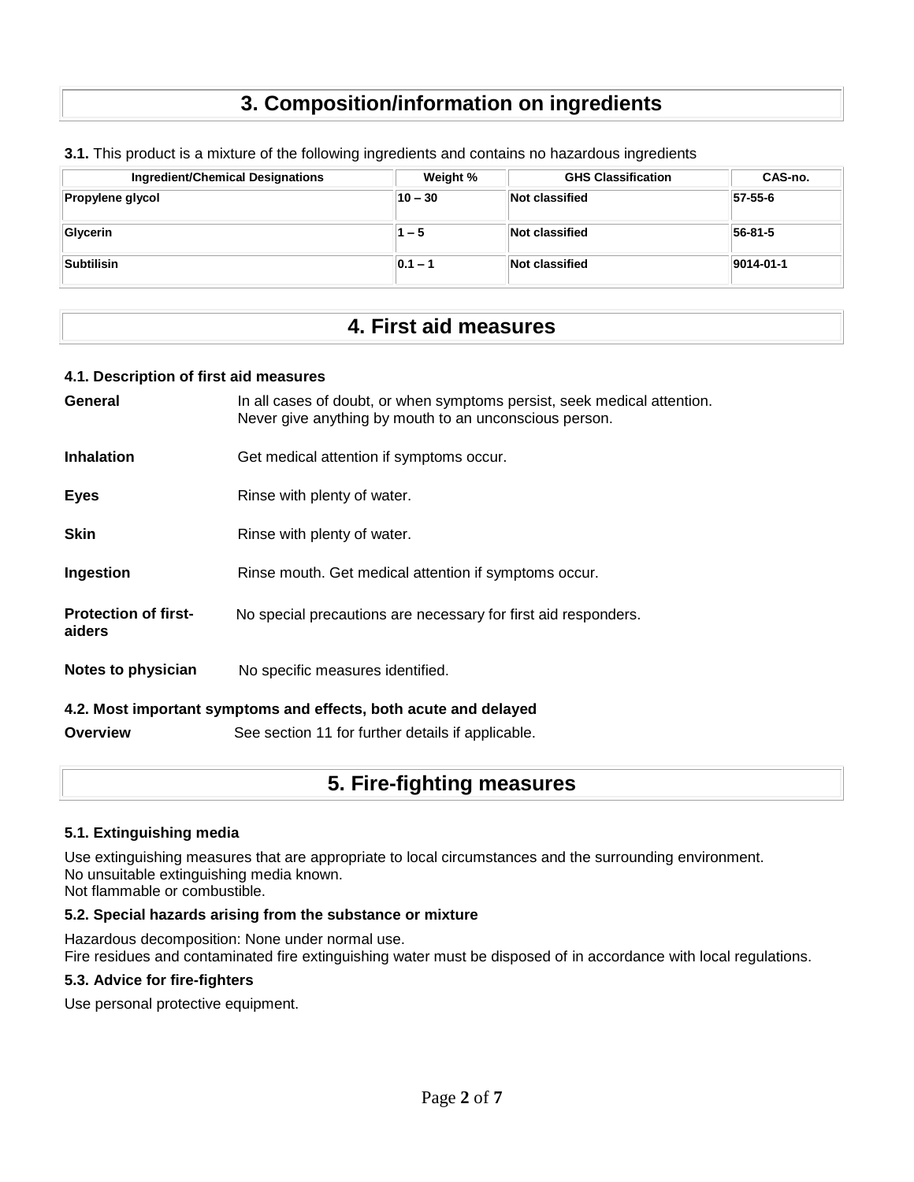# 3. Composition/information on ingredients

**3.1.** This product is a mixture of the following ingredients and contains no hazardous ingredients

| Ingredient/Chemical Designations | Weight % | GHS Classification | CAS-no. |
|---|---|---|---|
| **Propylene glycol** | **10 – 30** | **Not classified** | **57-55-6** |
| **Glycerin** | **1 – 5** | **Not classified** | **56-81-5** |
| **Subtilisin** | **0.1 – 1** | **Not classified** | **9014-01-1** |

# 4. First aid measures

### 4.1. Description of first aid measures

**General** In all cases of doubt, or when symptoms persist, seek medical attention. Never give anything by mouth to an unconscious person.

**Inhalation** Get medical attention if symptoms occur.

**Eyes** Rinse with plenty of water.

**Skin** Rinse with plenty of water.

**Ingestion** Rinse mouth. Get medical attention if symptoms occur.

**Protection of first-aiders** No special precautions are necessary for first aid responders.

**Notes to physician** No specific measures identified.

### 4.2. Most important symptoms and effects, both acute and delayed

**Overview** See section 11 for further details if applicable.

# 5. Fire-fighting measures

### 5.1. Extinguishing media

Use extinguishing measures that are appropriate to local circumstances and the surrounding environment.
No unsuitable extinguishing media known.
Not flammable or combustible.

### 5.2. Special hazards arising from the substance or mixture

Hazardous decomposition: None under normal use.
Fire residues and contaminated fire extinguishing water must be disposed of in accordance with local regulations.

### 5.3. Advice for fire-fighters

Use personal protective equipment.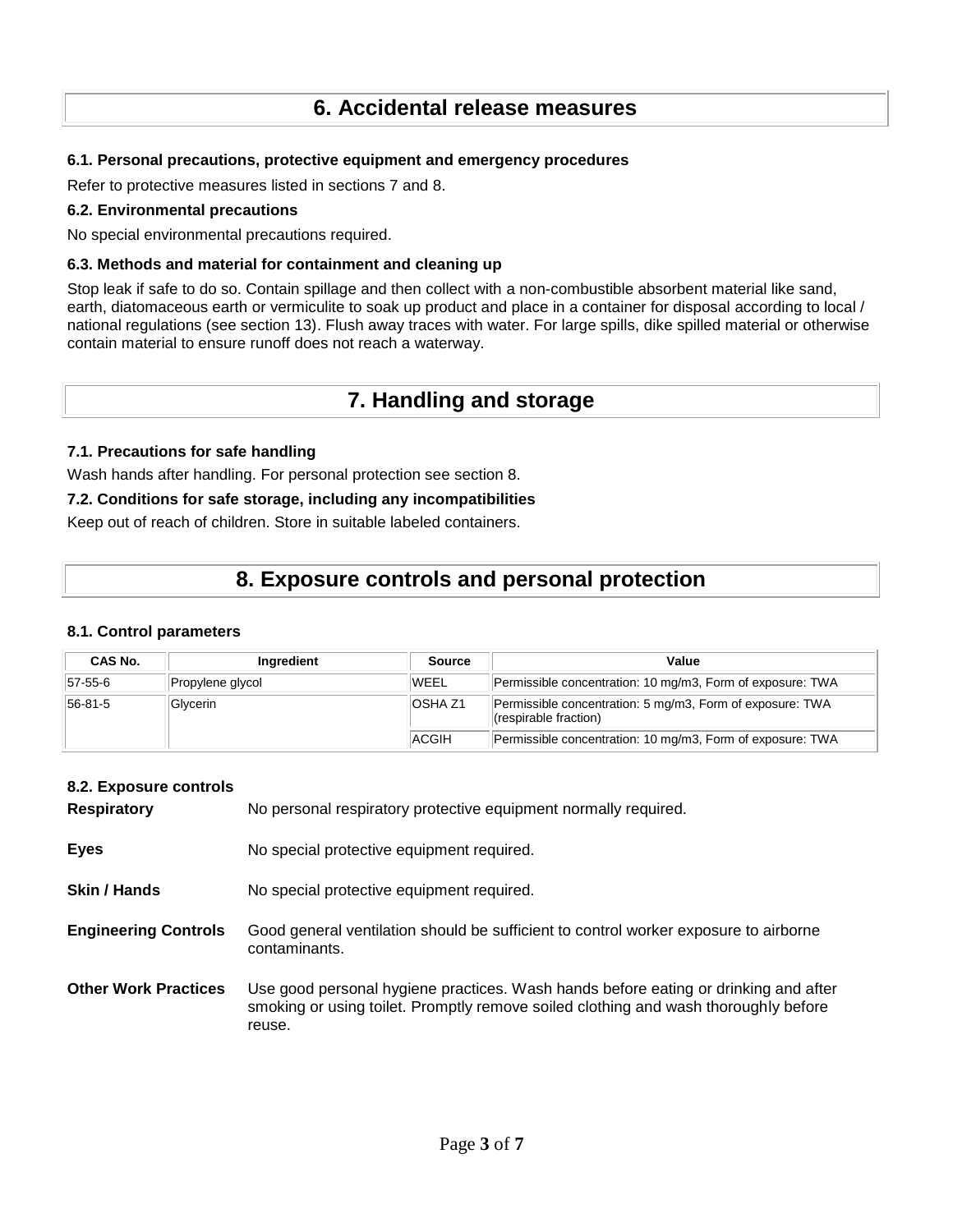# 6. Accidental release measures

### 6.1. Personal precautions, protective equipment and emergency procedures

Refer to protective measures listed in sections 7 and 8.

### 6.2. Environmental precautions

No special environmental precautions required.

### 6.3. Methods and material for containment and cleaning up

Stop leak if safe to do so. Contain spillage and then collect with a non-combustible absorbent material like sand, earth, diatomaceous earth or vermiculite to soak up product and place in a container for disposal according to local / national regulations (see section 13). Flush away traces with water. For large spills, dike spilled material or otherwise contain material to ensure runoff does not reach a waterway.

# 7. Handling and storage

### 7.1. Precautions for safe handling

Wash hands after handling. For personal protection see section 8.

### 7.2. Conditions for safe storage, including any incompatibilities

Keep out of reach of children. Store in suitable labeled containers.

# 8. Exposure controls and personal protection

### 8.1. Control parameters

| CAS No. | Ingredient | Source | Value |
|---|---|---|---|
| 57-55-6 | Propylene glycol | WEEL | Permissible concentration: 10 mg/m3, Form of exposure: TWA |
| 56-81-5 | Glycerin | OSHA Z1 | Permissible concentration: 5 mg/m3, Form of exposure: TWA (respirable fraction) |
| | | ACGIH | Permissible concentration: 10 mg/m3, Form of exposure: TWA |

### 8.2. Exposure controls

**Respiratory** No personal respiratory protective equipment normally required.

**Eyes** No special protective equipment required.

**Skin / Hands** No special protective equipment required.

**Engineering Controls** Good general ventilation should be sufficient to control worker exposure to airborne contaminants.

**Other Work Practices** Use good personal hygiene practices. Wash hands before eating or drinking and after smoking or using toilet. Promptly remove soiled clothing and wash thoroughly before reuse.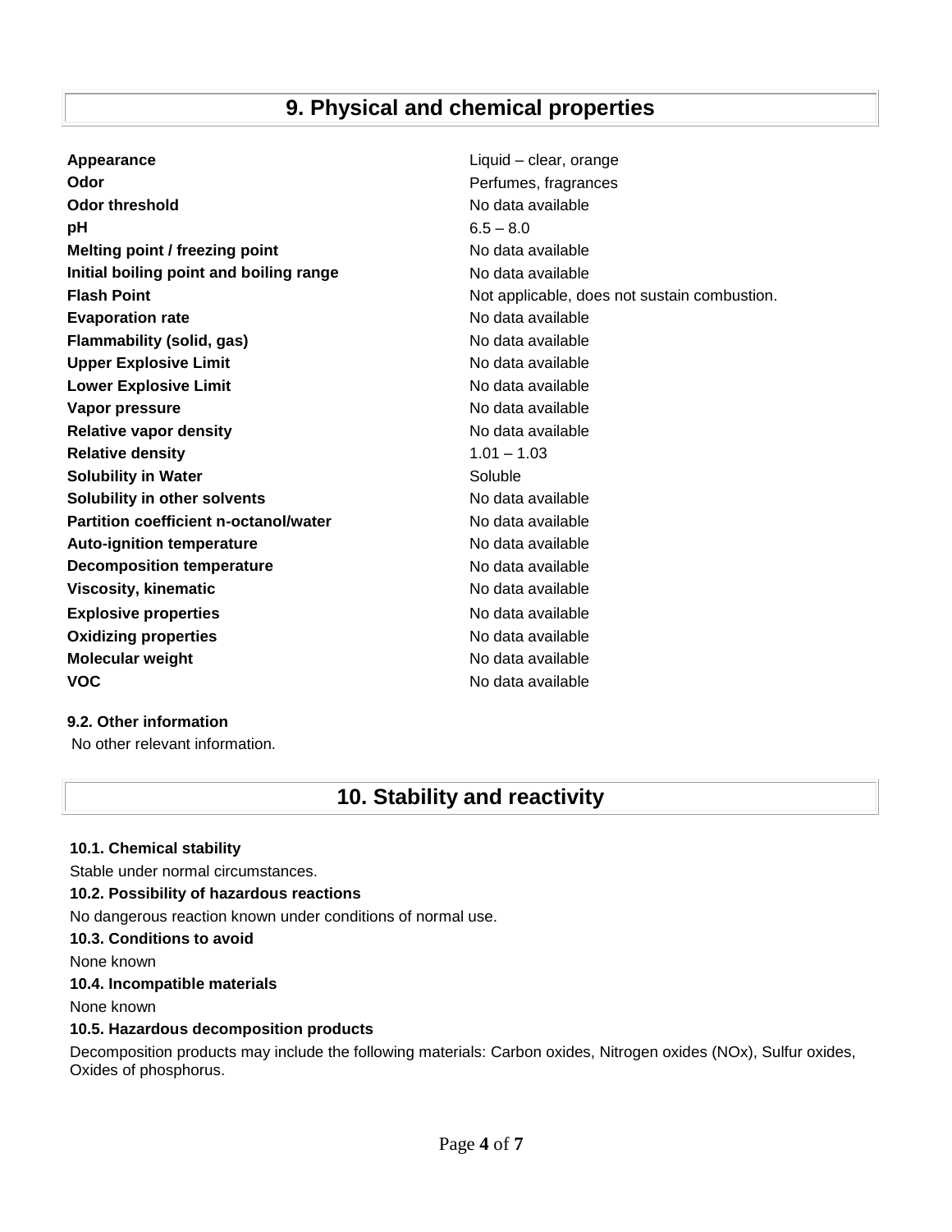## 9. Physical and chemical properties

| | |
|---|---|
| **Appearance** | Liquid – clear, orange |
| **Odor** | Perfumes, fragrances |
| **Odor threshold** | No data available |
| **pH** | 6.5 – 8.0 |
| **Melting point / freezing point** | No data available |
| **Initial boiling point and boiling range** | No data available |
| **Flash Point** | Not applicable, does not sustain combustion. |
| **Evaporation rate** | No data available |
| **Flammability (solid, gas)** | No data available |
| **Upper Explosive Limit** | No data available |
| **Lower Explosive Limit** | No data available |
| **Vapor pressure** | No data available |
| **Relative vapor density** | No data available |
| **Relative density** | 1.01 – 1.03 |
| **Solubility in Water** | Soluble |
| **Solubility in other solvents** | No data available |
| **Partition coefficient n-octanol/water** | No data available |
| **Auto-ignition temperature** | No data available |
| **Decomposition temperature** | No data available |
| **Viscosity, kinematic** | No data available |
| **Explosive properties** | No data available |
| **Oxidizing properties** | No data available |
| **Molecular weight** | No data available |
| **VOC** | No data available |

**9.2. Other information**

No other relevant information.

## 10. Stability and reactivity

**10.1. Chemical stability**

Stable under normal circumstances.

**10.2. Possibility of hazardous reactions**

No dangerous reaction known under conditions of normal use.

**10.3. Conditions to avoid**

None known

**10.4. Incompatible materials**

None known

**10.5. Hazardous decomposition products**

Decomposition products may include the following materials: Carbon oxides, Nitrogen oxides (NOx), Sulfur oxides, Oxides of phosphorus.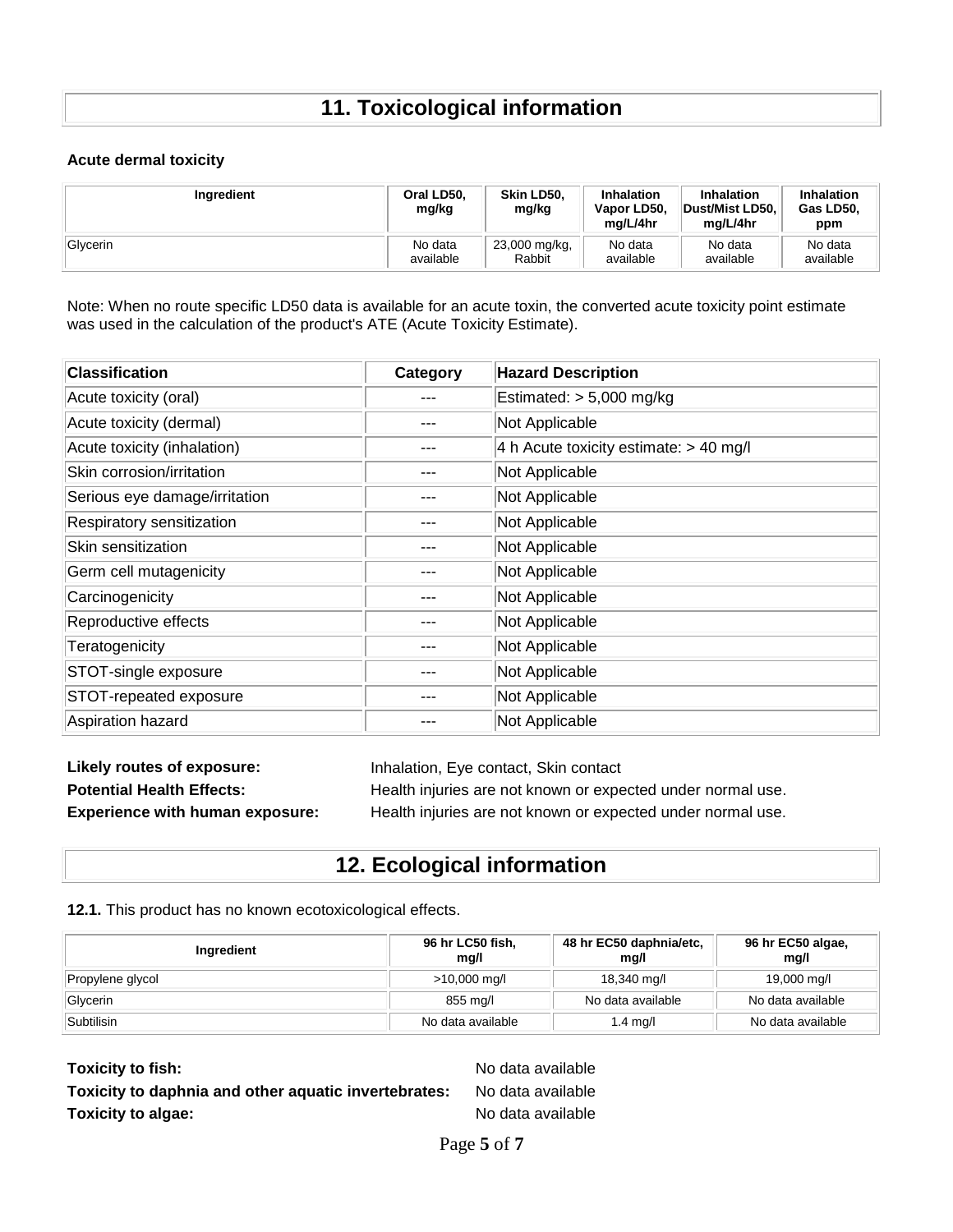## 11. Toxicological information

**Acute dermal toxicity**

| Ingredient | Oral LD50, mg/kg | Skin LD50, mg/kg | Inhalation Vapor LD50, mg/L/4hr | Inhalation Dust/Mist LD50, mg/L/4hr | Inhalation Gas LD50, ppm |
|---|---|---|---|---|---|
| Glycerin | No data available | 23,000 mg/kg, Rabbit | No data available | No data available | No data available |

Note: When no route specific LD50 data is available for an acute toxin, the converted acute toxicity point estimate was used in the calculation of the product's ATE (Acute Toxicity Estimate).

| Classification | Category | Hazard Description |
|---|---|---|
| Acute toxicity (oral) | --- | Estimated: > 5,000 mg/kg |
| Acute toxicity (dermal) | --- | Not Applicable |
| Acute toxicity (inhalation) | --- | 4 h Acute toxicity estimate: > 40 mg/l |
| Skin corrosion/irritation | --- | Not Applicable |
| Serious eye damage/irritation | --- | Not Applicable |
| Respiratory sensitization | --- | Not Applicable |
| Skin sensitization | --- | Not Applicable |
| Germ cell mutagenicity | --- | Not Applicable |
| Carcinogenicity | --- | Not Applicable |
| Reproductive effects | --- | Not Applicable |
| Teratogenicity | --- | Not Applicable |
| STOT-single exposure | --- | Not Applicable |
| STOT-repeated exposure | --- | Not Applicable |
| Aspiration hazard | --- | Not Applicable |

**Likely routes of exposure:** Inhalation, Eye contact, Skin contact

**Potential Health Effects:** Health injuries are not known or expected under normal use.

**Experience with human exposure:** Health injuries are not known or expected under normal use.

## 12. Ecological information

**12.1.** This product has no known ecotoxicological effects.

| Ingredient | 96 hr LC50 fish, mg/l | 48 hr EC50 daphnia/etc, mg/l | 96 hr EC50 algae, mg/l |
|---|---|---|---|
| Propylene glycol | >10,000 mg/l | 18,340 mg/l | 19,000 mg/l |
| Glycerin | 855 mg/l | No data available | No data available |
| Subtilisin | No data available | 1.4 mg/l | No data available |

**Toxicity to fish:** No data available

**Toxicity to daphnia and other aquatic invertebrates:** No data available

**Toxicity to algae:** No data available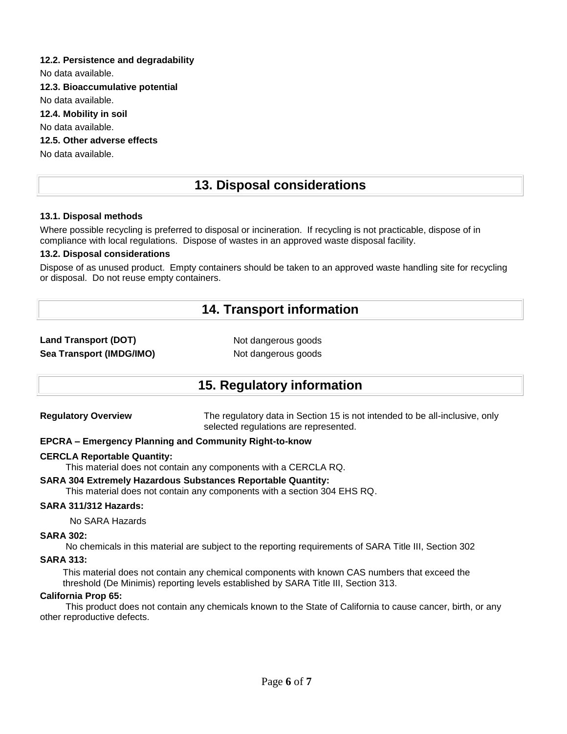### 12.2. Persistence and degradability

No data available.

### 12.3. Bioaccumulative potential

No data available.

### 12.4. Mobility in soil

No data available.

### 12.5. Other adverse effects

No data available.

## 13. Disposal considerations

### 13.1. Disposal methods

Where possible recycling is preferred to disposal or incineration. If recycling is not practicable, dispose of in compliance with local regulations. Dispose of wastes in an approved waste disposal facility.

### 13.2. Disposal considerations

Dispose of as unused product. Empty containers should be taken to an approved waste handling site for recycling or disposal. Do not reuse empty containers.

## 14. Transport information

| | |
|---|---|
| **Land Transport (DOT)** | Not dangerous goods |
| **Sea Transport (IMDG/IMO)** | Not dangerous goods |

## 15. Regulatory information

**Regulatory Overview** The regulatory data in Section 15 is not intended to be all-inclusive, only selected regulations are represented.

**EPCRA – Emergency Planning and Community Right-to-know**

**CERCLA Reportable Quantity:**

This material does not contain any components with a CERCLA RQ.

**SARA 304 Extremely Hazardous Substances Reportable Quantity:**

This material does not contain any components with a section 304 EHS RQ.

**SARA 311/312 Hazards:**

No SARA Hazards

**SARA 302:**

No chemicals in this material are subject to the reporting requirements of SARA Title III, Section 302

**SARA 313:**

This material does not contain any chemical components with known CAS numbers that exceed the threshold (De Minimis) reporting levels established by SARA Title III, Section 313.

**California Prop 65:**

This product does not contain any chemicals known to the State of California to cause cancer, birth, or any other reproductive defects.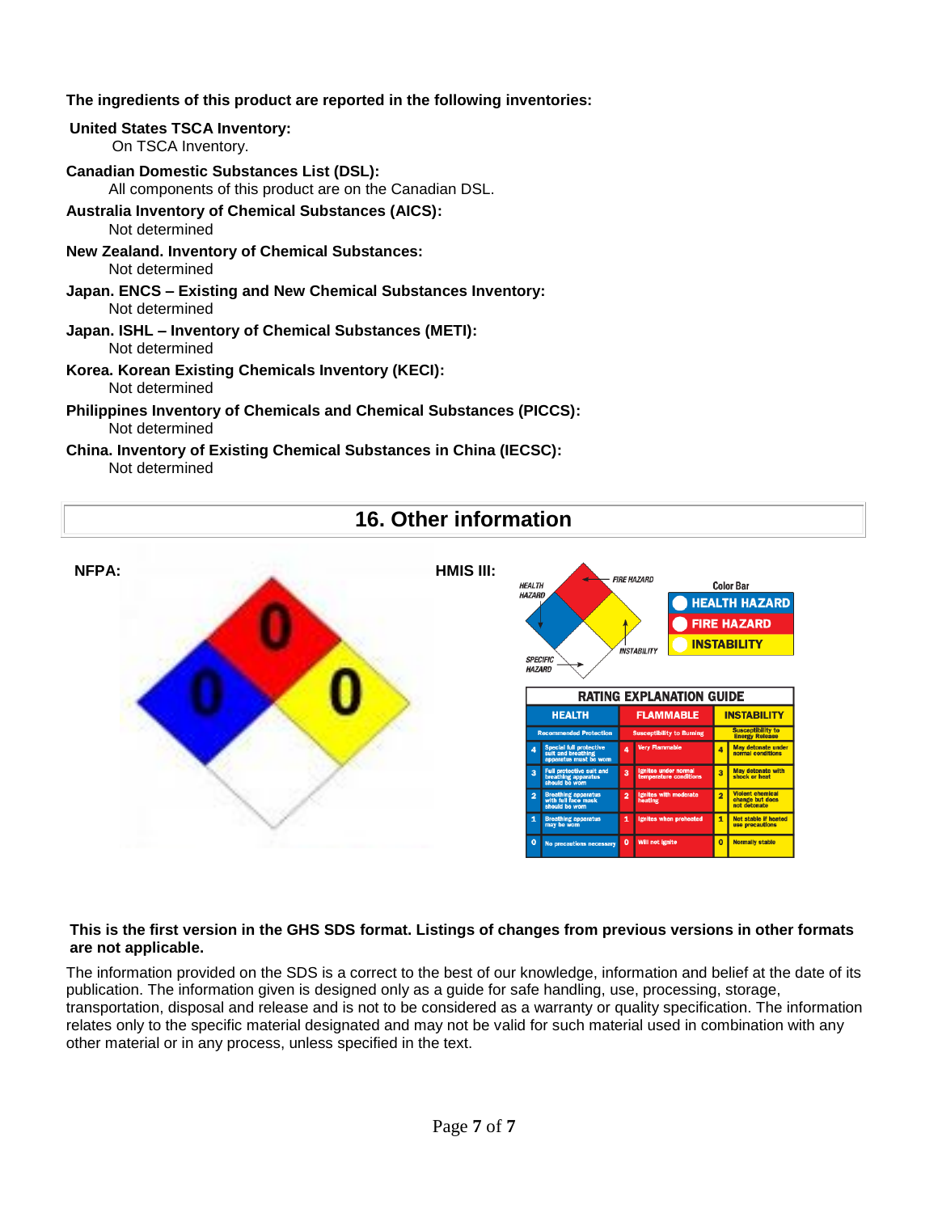**The ingredients of this product are reported in the following inventories:**

**United States TSCA Inventory:**
On TSCA Inventory.

**Canadian Domestic Substances List (DSL):**
All components of this product are on the Canadian DSL.

**Australia Inventory of Chemical Substances (AICS):**
Not determined

**New Zealand. Inventory of Chemical Substances:**
Not determined

**Japan. ENCS – Existing and New Chemical Substances Inventory:**
Not determined

**Japan. ISHL – Inventory of Chemical Substances (METI):**
Not determined

**Korea. Korean Existing Chemicals Inventory (KECI):**
Not determined

**Philippines Inventory of Chemicals and Chemical Substances (PICCS):**
Not determined

**China. Inventory of Existing Chemical Substances in China (IECSC):**
Not determined

## 16. Other information

**NFPA:**

0

0

0

**HMIS III:**

HEALTH HAZARD

FIRE HAZARD

INSTABILITY

SPECIFIC HAZARD

Color Bar

HEALTH HAZARD

FIRE HAZARD

INSTABILITY

RATING EXPLANATION GUIDE

| | HEALTH | | FLAMMABLE | | INSTABILITY |
|---|---|---|---|---|---|
| | Recommended Protection | | Susceptibility to Burning | | Susceptibility to Energy Release |
| 4 | Special full protective suit and breathing apparatus must be worn | 4 | Very Flammable | 4 | May detonate under normal conditions |
| 3 | Full protective suit and breathing apparatus should be worn | 3 | Ignites under normal temperature conditions | 3 | May detonate with shock or heat |
| 2 | Breathing apparatus with full face mask should be worn | 2 | Ignites with moderate heating | 2 | Violent chemical change but does not detonate |
| 1 | Breathing apparatus may be worn | 1 | Ignites when preheated | 1 | Not stable if heated use precautions |
| 0 | No precautions necessary | 0 | Will not ignite | 0 | Normally stable |

**This is the first version in the GHS SDS format. Listings of changes from previous versions in other formats are not applicable.**

The information provided on the SDS is a correct to the best of our knowledge, information and belief at the date of its publication. The information given is designed only as a guide for safe handling, use, processing, storage, transportation, disposal and release and is not to be considered as a warranty or quality specification. The information relates only to the specific material designated and may not be valid for such material used in combination with any other material or in any process, unless specified in the text.